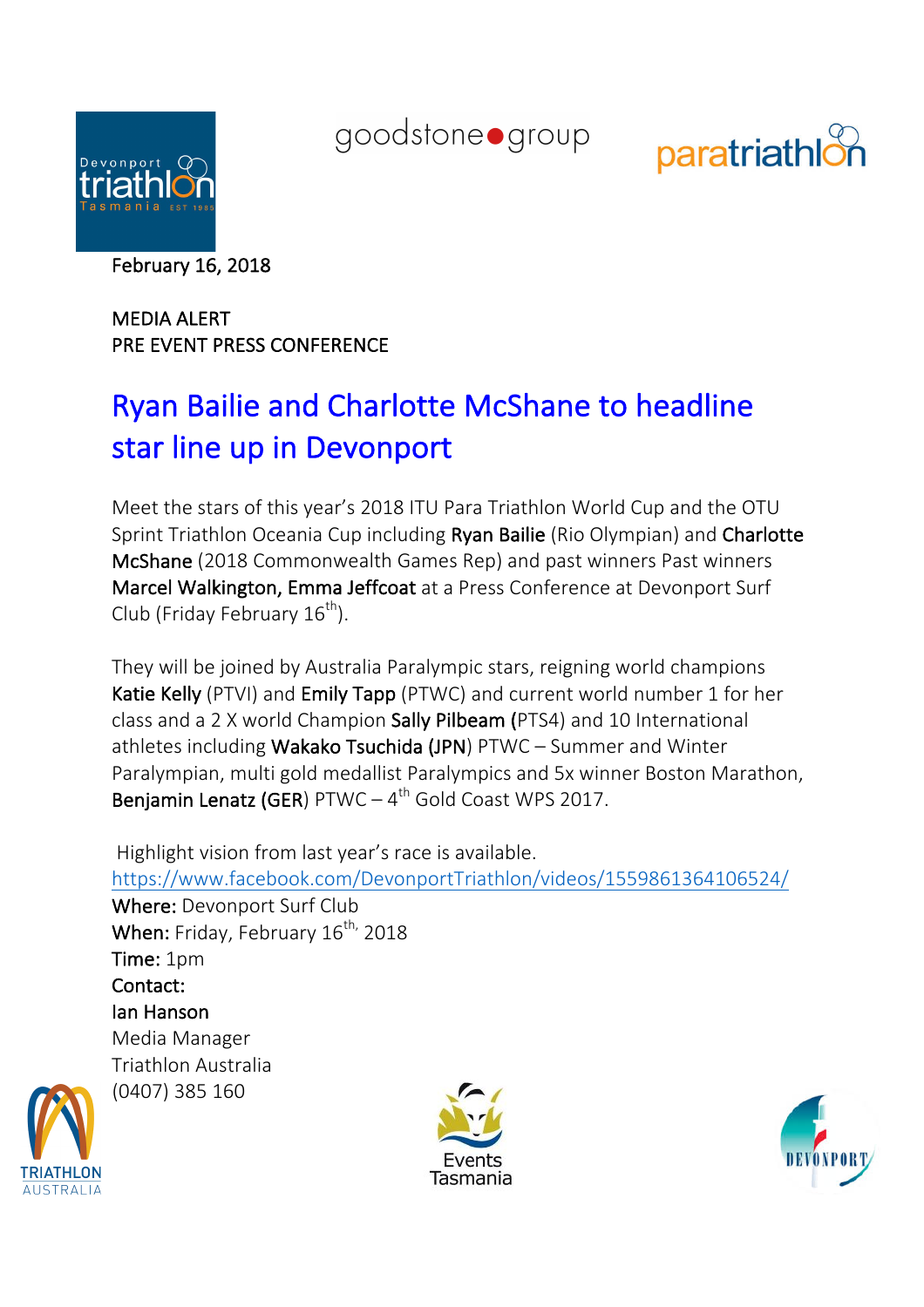February 16, 2018

MEDIA ALERT
PRE EVENT PRESS CONFERENCE

# Ryan Bailie and Charlotte McShane to headline star line up in Devonport

Meet the stars of this year's 2018 ITU Para Triathlon World Cup and the OTU Sprint Triathlon Oceania Cup including **Ryan Bailie** (Rio Olympian) and **Charlotte McShane** (2018 Commonwealth Games Rep) and past winners Past winners **Marcel Walkington, Emma Jeffcoat** at a Press Conference at Devonport Surf Club (Friday February 16th).

They will be joined by Australia Paralympic stars, reigning world champions **Katie Kelly** (PTVI) and **Emily Tapp** (PTWC) and current world number 1 for her class and a 2 X world Champion **Sally Pilbeam (**PTS4) and 10 International athletes including **Wakako Tsuchida (JPN**) PTWC – Summer and Winter Paralympian, multi gold medallist Paralympics and 5x winner Boston Marathon, **Benjamin Lenatz (GER**) PTWC – 4th Gold Coast WPS 2017.

Highlight vision from last year's race is available.
https://www.facebook.com/DevonportTriathlon/videos/1559861364106524/

**Where:** Devonport Surf Club
**When:** Friday, February 16th, 2018
**Time:** 1pm
**Contact:**
**Ian Hanson**
Media Manager
Triathlon Australia
(0407) 385 160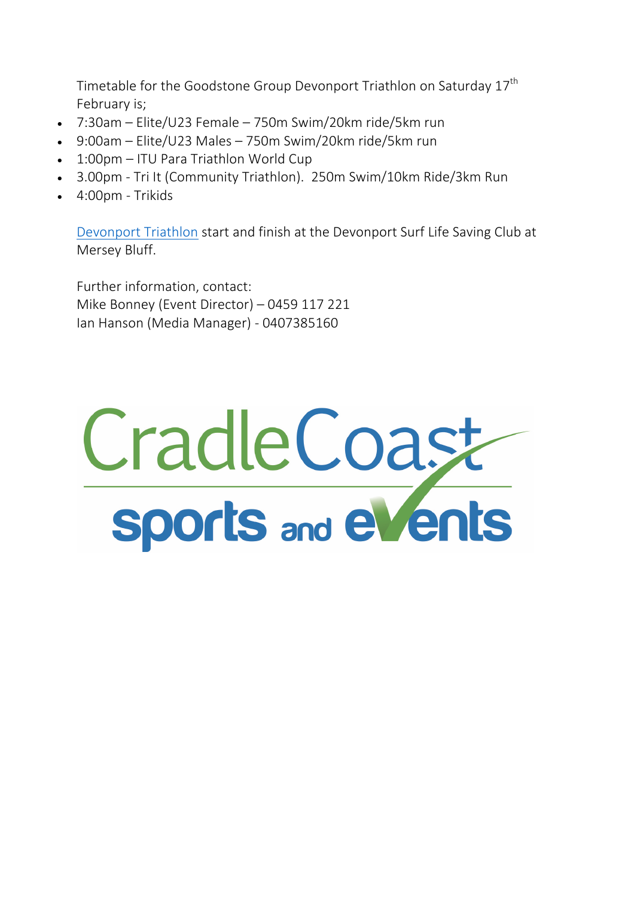Timetable for the Goodstone Group Devonport Triathlon on Saturday 17th February is;

- 7:30am – Elite/U23 Female – 750m Swim/20km ride/5km run
- 9:00am – Elite/U23 Males – 750m Swim/20km ride/5km run
- 1:00pm – ITU Para Triathlon World Cup
- 3.00pm - Tri It (Community Triathlon). 250m Swim/10km Ride/3km Run
- 4:00pm - Trikids

Devonport Triathlon start and finish at the Devonport Surf Life Saving Club at Mersey Bluff.

Further information, contact:
Mike Bonney (Event Director) – 0459 117 221
Ian Hanson (Media Manager) - 0407385160

CradleCoast sports and events